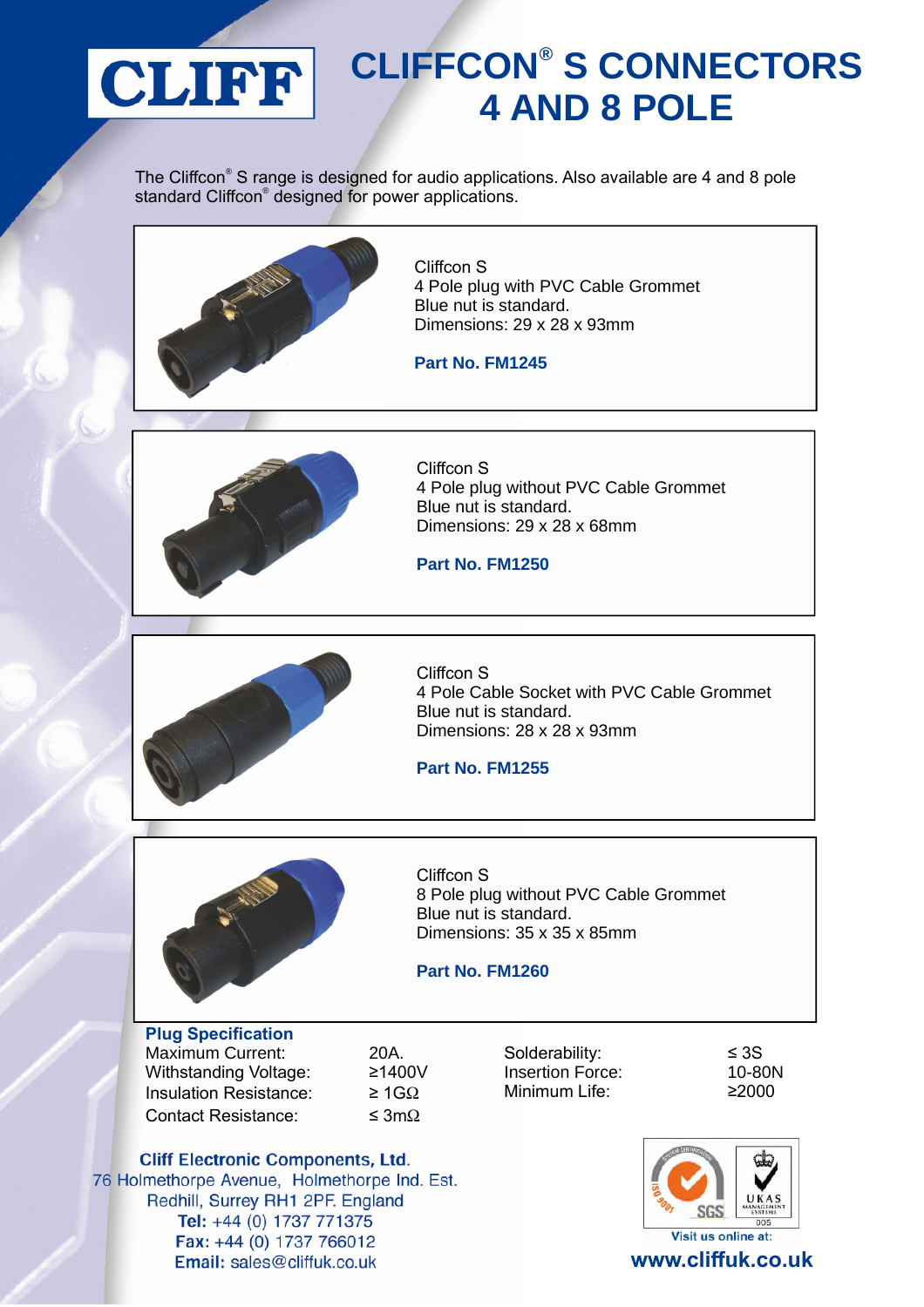# CLIFF

# CLIFFCON® S CONNECTORS 4 AND 8 POLE

The Cliffcon® S range is designed for audio applications. Also available are 4 and 8 pole standard Cliffcon® designed for power applications.

Cliffcon S
4 Pole plug with PVC Cable Grommet
Blue nut is standard.
Dimensions: 29 x 28 x 93mm

**Part No. FM1245**

Cliffcon S
4 Pole plug without PVC Cable Grommet
Blue nut is standard.
Dimensions: 29 x 28 x 68mm

**Part No. FM1250**

Cliffcon S
4 Pole Cable Socket with PVC Cable Grommet
Blue nut is standard.
Dimensions: 28 x 28 x 93mm

**Part No. FM1255**

Cliffcon S
8 Pole plug without PVC Cable Grommet
Blue nut is standard.
Dimensions: 35 x 35 x 85mm

**Part No. FM1260**

**Plug Specification**

| | | | |
|---|---|---|---|
| Maximum Current: | 20A. | Solderability: | ≤ 3S |
| Withstanding Voltage: | ≥1400V | Insertion Force: | 10-80N |
| Insulation Resistance: | ≥ 1GΩ | Minimum Life: | ≥2000 |
| Contact Resistance: | ≤ 3mΩ | | |

**Cliff Electronic Components, Ltd.**
76 Holmethorpe Avenue, Holmethorpe Ind. Est.
Redhill, Surrey RH1 2PF. England
**Tel:** +44 (0) 1737 771375
**Fax:** +44 (0) 1737 766012
**Email:** sales@cliffuk.co.uk

Visit us online at:
**www.cliffuk.co.uk**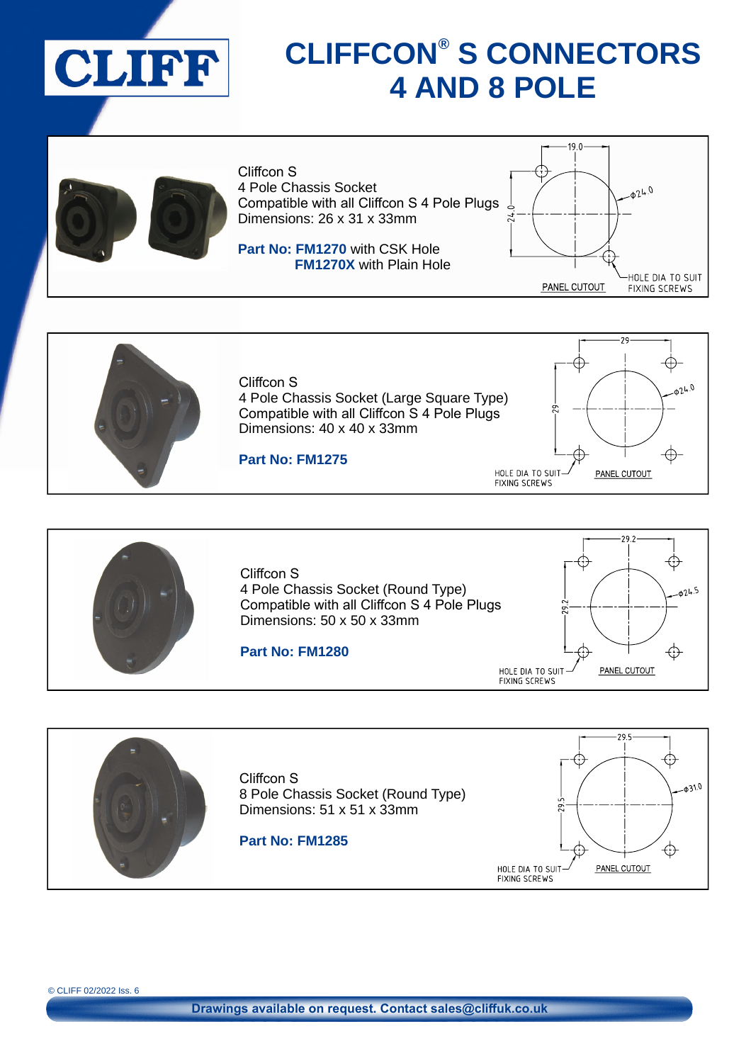# CLIFFCON® S CONNECTORS 4 AND 8 POLE

Cliffcon S
4 Pole Chassis Socket
Compatible with all Cliffcon S 4 Pole Plugs
Dimensions: 26 x 31 x 33mm

**Part No: FM1270** with CSK Hole
**FM1270X** with Plain Hole

19.0
24.0
ϕ24.0
PANEL CUTOUT
HOLE DIA TO SUIT FIXING SCREWS

---

Cliffcon S
4 Pole Chassis Socket (Large Square Type)
Compatible with all Cliffcon S 4 Pole Plugs
Dimensions: 40 x 40 x 33mm

**Part No: FM1275**

29
29
ϕ24.0
HOLE DIA TO SUIT FIXING SCREWS
PANEL CUTOUT

---

Cliffcon S
4 Pole Chassis Socket (Round Type)
Compatible with all Cliffcon S 4 Pole Plugs
Dimensions: 50 x 50 x 33mm

**Part No: FM1280**

29.2
29.2
ϕ24.5
HOLE DIA TO SUIT FIXING SCREWS
PANEL CUTOUT

---

Cliffcon S
8 Pole Chassis Socket (Round Type)
Dimensions: 51 x 51 x 33mm

**Part No: FM1285**

29.5
29.5
ϕ31.0
HOLE DIA TO SUIT FIXING SCREWS
PANEL CUTOUT

© CLIFF 02/2022 Iss. 6

**Drawings available on request. Contact sales@cliffuk.co.uk**